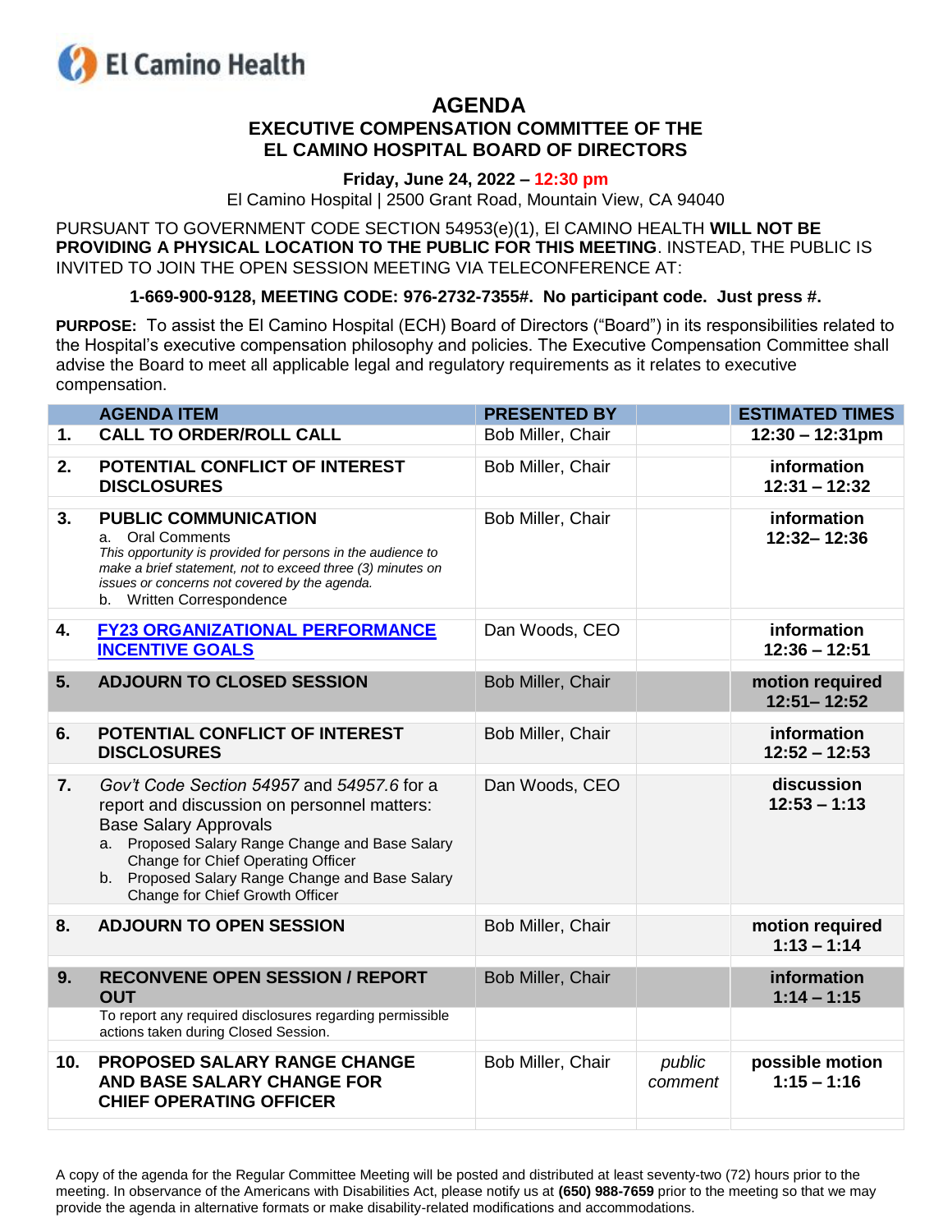El Camino Health

# AGENDA
## EXECUTIVE COMPENSATION COMMITTEE OF THE EL CAMINO HOSPITAL BOARD OF DIRECTORS

**Friday, June 24, 2022 – 12:30 pm**

El Camino Hospital | 2500 Grant Road, Mountain View, CA 94040

PURSUANT TO GOVERNMENT CODE SECTION 54953(e)(1), El CAMINO HEALTH **WILL NOT BE PROVIDING A PHYSICAL LOCATION TO THE PUBLIC FOR THIS MEETING**. INSTEAD, THE PUBLIC IS INVITED TO JOIN THE OPEN SESSION MEETING VIA TELECONFERENCE AT:

**1-669-900-9128, MEETING CODE: 976-2732-7355#. No participant code. Just press #.**

**PURPOSE:** To assist the El Camino Hospital (ECH) Board of Directors ("Board") in its responsibilities related to the Hospital's executive compensation philosophy and policies. The Executive Compensation Committee shall advise the Board to meet all applicable legal and regulatory requirements as it relates to executive compensation.

| | AGENDA ITEM | PRESENTED BY | | ESTIMATED TIMES |
|---|---|---|---|---|
| 1. | **CALL TO ORDER/ROLL CALL** | Bob Miller, Chair | | **12:30 – 12:31pm** |
| 2. | **POTENTIAL CONFLICT OF INTEREST DISCLOSURES** | Bob Miller, Chair | | **information** 12:31 – 12:32 |
| 3. | **PUBLIC COMMUNICATION**<br>a. Oral Comments<br>*This opportunity is provided for persons in the audience to make a brief statement, not to exceed three (3) minutes on issues or concerns not covered by the agenda.*<br>b. Written Correspondence | Bob Miller, Chair | | **information** 12:32– 12:36 |
| 4. | **FY23 ORGANIZATIONAL PERFORMANCE INCENTIVE GOALS** | Dan Woods, CEO | | **information** 12:36 – 12:51 |
| 5. | **ADJOURN TO CLOSED SESSION** | Bob Miller, Chair | | **motion required** 12:51– 12:52 |
| 6. | **POTENTIAL CONFLICT OF INTEREST DISCLOSURES** | Bob Miller, Chair | | **information** 12:52 – 12:53 |
| 7. | *Gov't Code Section 54957* and *54957.6* for a report and discussion on personnel matters: Base Salary Approvals<br>a. Proposed Salary Range Change and Base Salary Change for Chief Operating Officer<br>b. Proposed Salary Range Change and Base Salary Change for Chief Growth Officer | Dan Woods, CEO | | **discussion** 12:53 – 1:13 |
| 8. | **ADJOURN TO OPEN SESSION** | Bob Miller, Chair | | **motion required** 1:13 – 1:14 |
| 9. | **RECONVENE OPEN SESSION / REPORT OUT**<br>To report any required disclosures regarding permissible actions taken during Closed Session. | Bob Miller, Chair | | **information** 1:14 – 1:15 |
| 10. | **PROPOSED SALARY RANGE CHANGE AND BASE SALARY CHANGE FOR CHIEF OPERATING OFFICER** | Bob Miller, Chair | *public comment* | **possible motion** 1:15 – 1:16 |

A copy of the agenda for the Regular Committee Meeting will be posted and distributed at least seventy-two (72) hours prior to the meeting. In observance of the Americans with Disabilities Act, please notify us at **(650) 988-7659** prior to the meeting so that we may provide the agenda in alternative formats or make disability-related modifications and accommodations.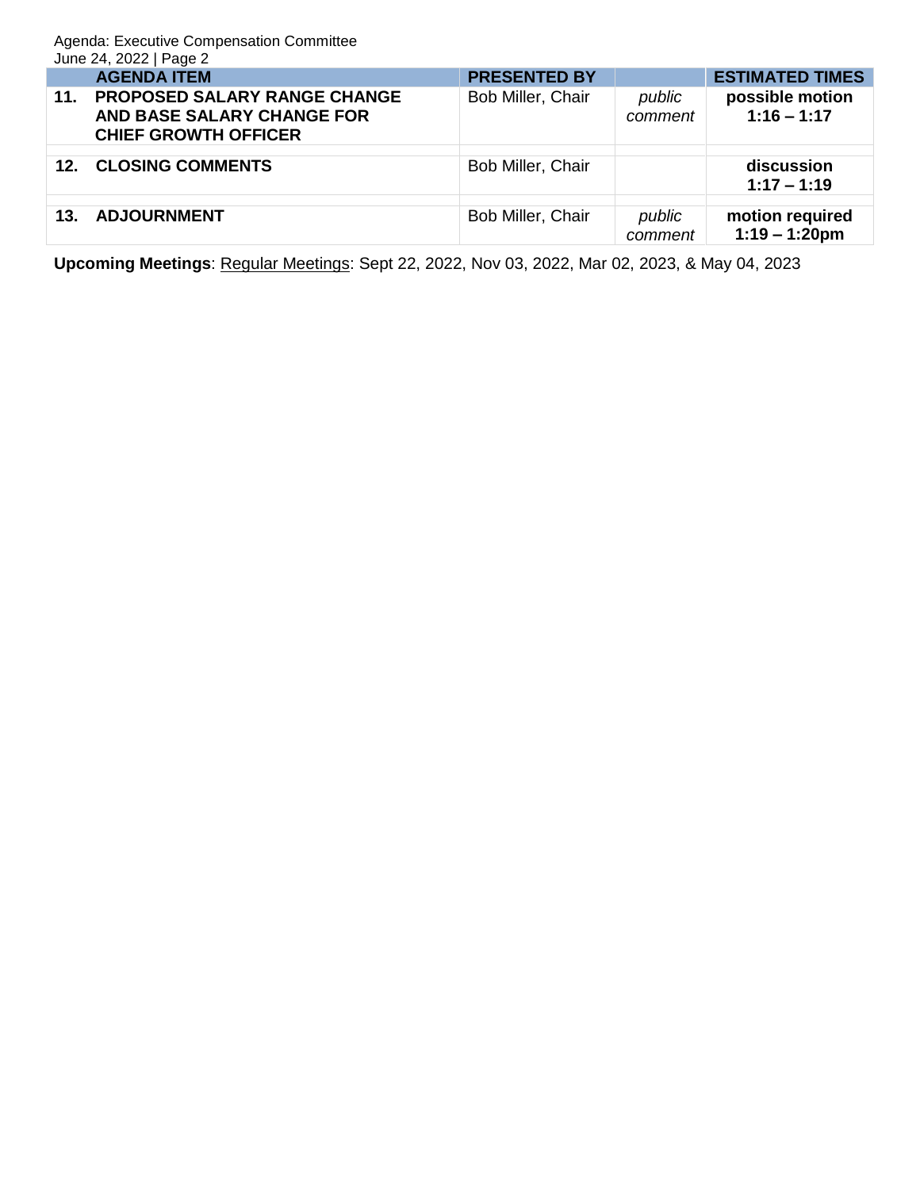| | AGENDA ITEM | PRESENTED BY | | ESTIMATED TIMES |
|---|---|---|---|---|
| **11.** | **PROPOSED SALARY RANGE CHANGE AND BASE SALARY CHANGE FOR CHIEF GROWTH OFFICER** | Bob Miller, Chair | *public comment* | **possible motion 1:16 – 1:17** |
| **12.** | **CLOSING COMMENTS** | Bob Miller, Chair | | **discussion 1:17 – 1:19** |
| **13.** | **ADJOURNMENT** | Bob Miller, Chair | *public comment* | **motion required 1:19 – 1:20pm** |

**Upcoming Meetings**: Regular Meetings: Sept 22, 2022, Nov 03, 2022, Mar 02, 2023, & May 04, 2023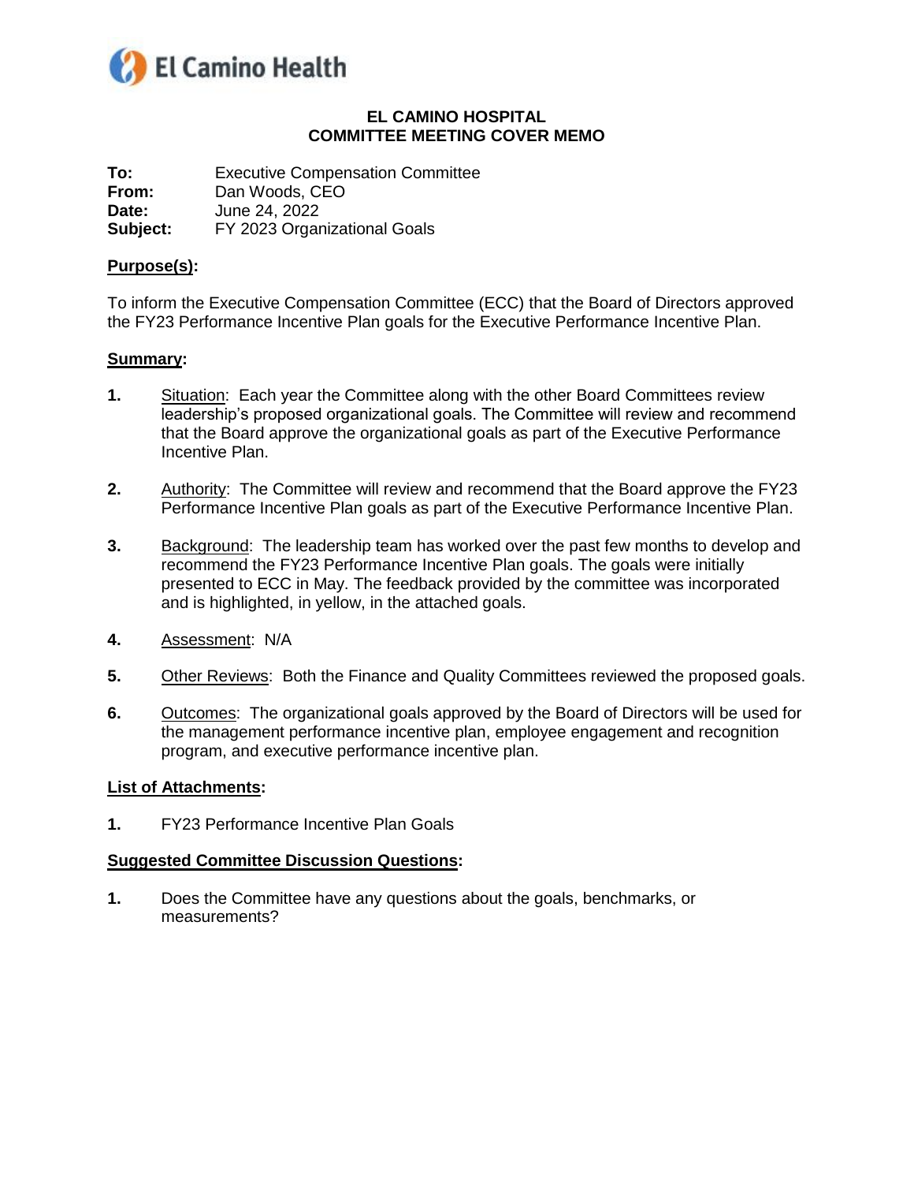El Camino Health

**EL CAMINO HOSPITAL**
**COMMITTEE MEETING COVER MEMO**

**To:** Executive Compensation Committee
**From:** Dan Woods, CEO
**Date:** June 24, 2022
**Subject:** FY 2023 Organizational Goals

**Purpose(s):**

To inform the Executive Compensation Committee (ECC) that the Board of Directors approved the FY23 Performance Incentive Plan goals for the Executive Performance Incentive Plan.

**Summary:**

1. Situation: Each year the Committee along with the other Board Committees review leadership's proposed organizational goals. The Committee will review and recommend that the Board approve the organizational goals as part of the Executive Performance Incentive Plan.

2. Authority: The Committee will review and recommend that the Board approve the FY23 Performance Incentive Plan goals as part of the Executive Performance Incentive Plan.

3. Background: The leadership team has worked over the past few months to develop and recommend the FY23 Performance Incentive Plan goals. The goals were initially presented to ECC in May. The feedback provided by the committee was incorporated and is highlighted, in yellow, in the attached goals.

4. Assessment: N/A

5. Other Reviews: Both the Finance and Quality Committees reviewed the proposed goals.

6. Outcomes: The organizational goals approved by the Board of Directors will be used for the management performance incentive plan, employee engagement and recognition program, and executive performance incentive plan.

**List of Attachments:**

1. FY23 Performance Incentive Plan Goals

**Suggested Committee Discussion Questions:**

1. Does the Committee have any questions about the goals, benchmarks, or measurements?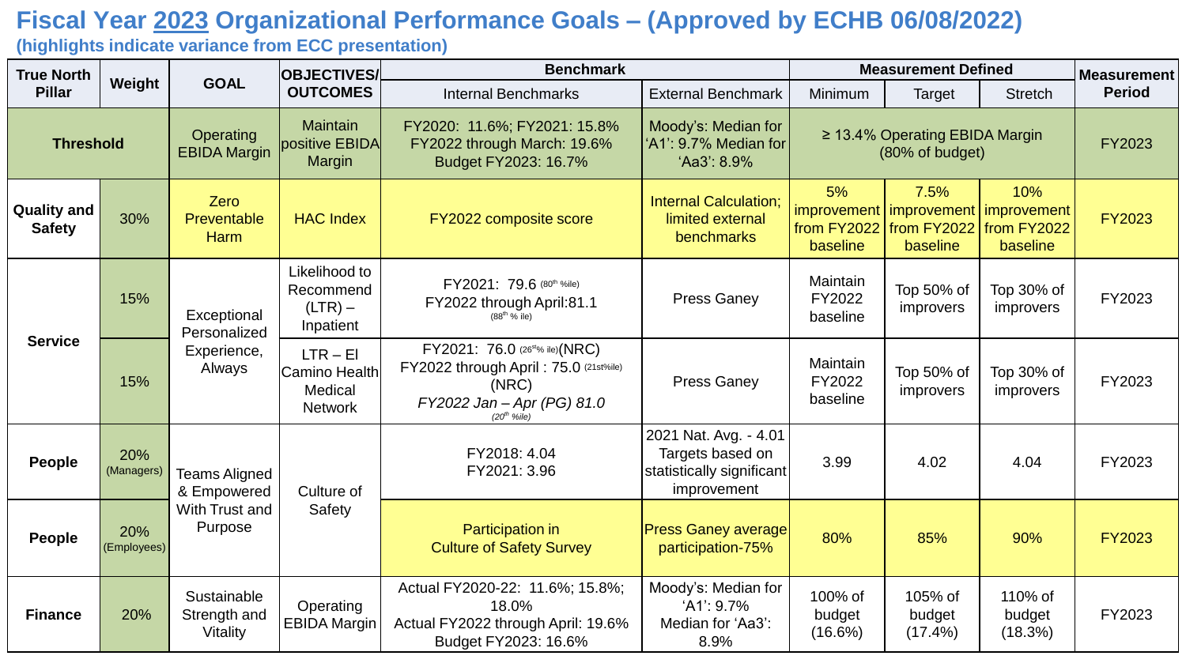# Fiscal Year 2023 Organizational Performance Goals – (Approved by ECHB 06/08/2022)

**(highlights indicate variance from ECC presentation)**

| True North Pillar | Weight | GOAL | OBJECTIVES/ OUTCOMES | Benchmark | | Measurement Defined | | | Measurement Period |
|---|---|---|---|---|---|---|---|---|---|
| | | | | Internal Benchmarks | External Benchmark | Minimum | Target | Stretch | |
| **Threshold** | | Operating EBIDA Margin | Maintain positive EBIDA Margin | FY2020: 11.6%; FY2021: 15.8% FY2022 through March: 19.6% Budget FY2023: 16.7% | Moody's: Median for 'A1': 9.7% Median for 'Aa3': 8.9% | ≥ 13.4% Operating EBIDA Margin (80% of budget) | | | FY2023 |
| **Quality and Safety** | 30% | Zero Preventable Harm | HAC Index | FY2022 composite score | Internal Calculation; limited external benchmarks | 5% improvement from FY2022 baseline | 7.5% improvement from FY2022 baseline | 10% improvement from FY2022 baseline | FY2023 |
| **Service** | 15% | Exceptional Personalized Experience, Always | Likelihood to Recommend (LTR) – Inpatient | FY2021: 79.6 (80th %ile) FY2022 through April:81.1 (88th % ile) | Press Ganey | Maintain FY2022 baseline | Top 50% of improvers | Top 30% of improvers | FY2023 |
| **Service** | 15% | Exceptional Personalized Experience, Always | LTR – El Camino Health Medical Network | FY2021: 76.0 (26st% ile)(NRC) FY2022 through April : 75.0 (21st%ile) (NRC) *FY2022 Jan – Apr (PG) 81.0 (20th %ile)* | Press Ganey | Maintain FY2022 baseline | Top 50% of improvers | Top 30% of improvers | FY2023 |
| **People** | 20% (Managers) | Teams Aligned & Empowered With Trust and Purpose | Culture of Safety | FY2018: 4.04 FY2021: 3.96 | 2021 Nat. Avg. - 4.01 Targets based on statistically significant improvement | 3.99 | 4.02 | 4.04 | FY2023 |
| **People** | 20% (Employees) | Teams Aligned & Empowered With Trust and Purpose | Culture of Safety | Participation in Culture of Safety Survey | Press Ganey average participation-75% | 80% | 85% | 90% | FY2023 |
| **Finance** | 20% | Sustainable Strength and Vitality | Operating EBIDA Margin | Actual FY2020-22: 11.6%; 15.8%; 18.0% Actual FY2022 through April: 19.6% Budget FY2023: 16.6% | Moody's: Median for 'A1': 9.7% Median for 'Aa3': 8.9% | 100% of budget (16.6%) | 105% of budget (17.4%) | 110% of budget (18.3%) | FY2023 |